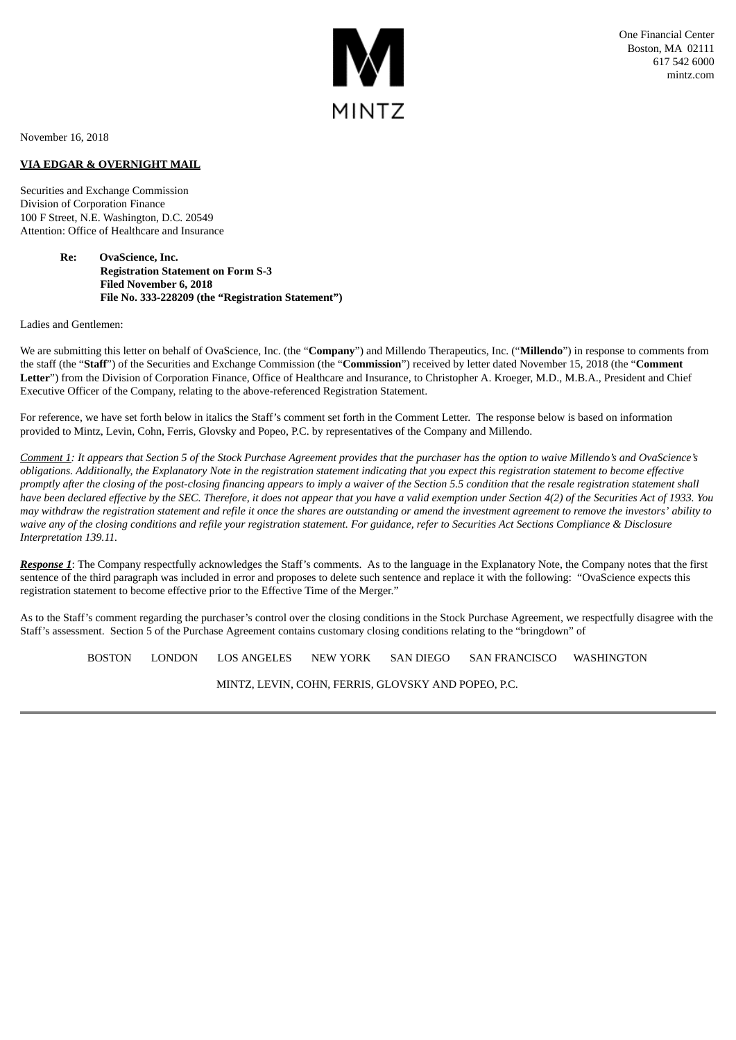MINTZ

One Financial Center
Boston, MA 02111
617 542 6000
mintz.com

November 16, 2018

**VIA EDGAR & OVERNIGHT MAIL**

Securities and Exchange Commission
Division of Corporation Finance
100 F Street, N.E. Washington, D.C. 20549
Attention: Office of Healthcare and Insurance

**Re: OvaScience, Inc.**
**Registration Statement on Form S-3**
**Filed November 6, 2018**
**File No. 333-228209 (the "Registration Statement")**

Ladies and Gentlemen:

We are submitting this letter on behalf of OvaScience, Inc. (the "**Company**") and Millendo Therapeutics, Inc. ("**Millendo**") in response to comments from the staff (the "**Staff**") of the Securities and Exchange Commission (the "**Commission**") received by letter dated November 15, 2018 (the "**Comment Letter**") from the Division of Corporation Finance, Office of Healthcare and Insurance, to Christopher A. Kroeger, M.D., M.B.A., President and Chief Executive Officer of the Company, relating to the above-referenced Registration Statement.

For reference, we have set forth below in italics the Staff's comment set forth in the Comment Letter. The response below is based on information provided to Mintz, Levin, Cohn, Ferris, Glovsky and Popeo, P.C. by representatives of the Company and Millendo.

*Comment 1: It appears that Section 5 of the Stock Purchase Agreement provides that the purchaser has the option to waive Millendo's and OvaScience's obligations. Additionally, the Explanatory Note in the registration statement indicating that you expect this registration statement to become effective promptly after the closing of the post-closing financing appears to imply a waiver of the Section 5.5 condition that the resale registration statement shall have been declared effective by the SEC. Therefore, it does not appear that you have a valid exemption under Section 4(2) of the Securities Act of 1933. You may withdraw the registration statement and refile it once the shares are outstanding or amend the investment agreement to remove the investors' ability to waive any of the closing conditions and refile your registration statement. For guidance, refer to Securities Act Sections Compliance & Disclosure Interpretation 139.11.*

***Response 1***: The Company respectfully acknowledges the Staff's comments. As to the language in the Explanatory Note, the Company notes that the first sentence of the third paragraph was included in error and proposes to delete such sentence and replace it with the following: "OvaScience expects this registration statement to become effective prior to the Effective Time of the Merger."

As to the Staff's comment regarding the purchaser's control over the closing conditions in the Stock Purchase Agreement, we respectfully disagree with the Staff's assessment. Section 5 of the Purchase Agreement contains customary closing conditions relating to the "bringdown" of

BOSTON LONDON LOS ANGELES NEW YORK SAN DIEGO SAN FRANCISCO WASHINGTON

MINTZ, LEVIN, COHN, FERRIS, GLOVSKY AND POPEO, P.C.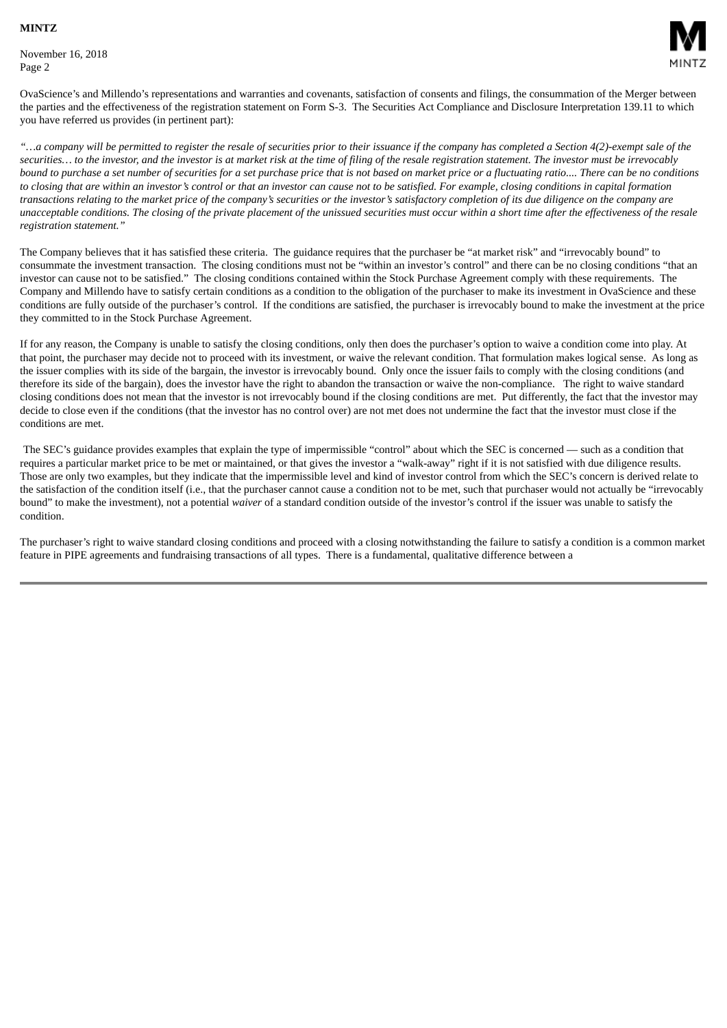OvaScience's and Millendo's representations and warranties and covenants, satisfaction of consents and filings, the consummation of the Merger between the parties and the effectiveness of the registration statement on Form S-3. The Securities Act Compliance and Disclosure Interpretation 139.11 to which you have referred us provides (in pertinent part):

*"…a company will be permitted to register the resale of securities prior to their issuance if the company has completed a Section 4(2)-exempt sale of the securities… to the investor, and the investor is at market risk at the time of filing of the resale registration statement. The investor must be irrevocably bound to purchase a set number of securities for a set purchase price that is not based on market price or a fluctuating ratio.... There can be no conditions to closing that are within an investor's control or that an investor can cause not to be satisfied. For example, closing conditions in capital formation transactions relating to the market price of the company's securities or the investor's satisfactory completion of its due diligence on the company are unacceptable conditions. The closing of the private placement of the unissued securities must occur within a short time after the effectiveness of the resale registration statement."*

The Company believes that it has satisfied these criteria. The guidance requires that the purchaser be "at market risk" and "irrevocably bound" to consummate the investment transaction. The closing conditions must not be "within an investor's control" and there can be no closing conditions "that an investor can cause not to be satisfied." The closing conditions contained within the Stock Purchase Agreement comply with these requirements. The Company and Millendo have to satisfy certain conditions as a condition to the obligation of the purchaser to make its investment in OvaScience and these conditions are fully outside of the purchaser's control. If the conditions are satisfied, the purchaser is irrevocably bound to make the investment at the price they committed to in the Stock Purchase Agreement.

If for any reason, the Company is unable to satisfy the closing conditions, only then does the purchaser's option to waive a condition come into play. At that point, the purchaser may decide not to proceed with its investment, or waive the relevant condition. That formulation makes logical sense. As long as the issuer complies with its side of the bargain, the investor is irrevocably bound. Only once the issuer fails to comply with the closing conditions (and therefore its side of the bargain), does the investor have the right to abandon the transaction or waive the non-compliance. The right to waive standard closing conditions does not mean that the investor is not irrevocably bound if the closing conditions are met. Put differently, the fact that the investor may decide to close even if the conditions (that the investor has no control over) are not met does not undermine the fact that the investor must close if the conditions are met.

The SEC's guidance provides examples that explain the type of impermissible "control" about which the SEC is concerned — such as a condition that requires a particular market price to be met or maintained, or that gives the investor a "walk-away" right if it is not satisfied with due diligence results. Those are only two examples, but they indicate that the impermissible level and kind of investor control from which the SEC's concern is derived relate to the satisfaction of the condition itself (i.e., that the purchaser cannot cause a condition not to be met, such that purchaser would not actually be "irrevocably bound" to make the investment), not a potential *waiver* of a standard condition outside of the investor's control if the issuer was unable to satisfy the condition.

The purchaser's right to waive standard closing conditions and proceed with a closing notwithstanding the failure to satisfy a condition is a common market feature in PIPE agreements and fundraising transactions of all types. There is a fundamental, qualitative difference between a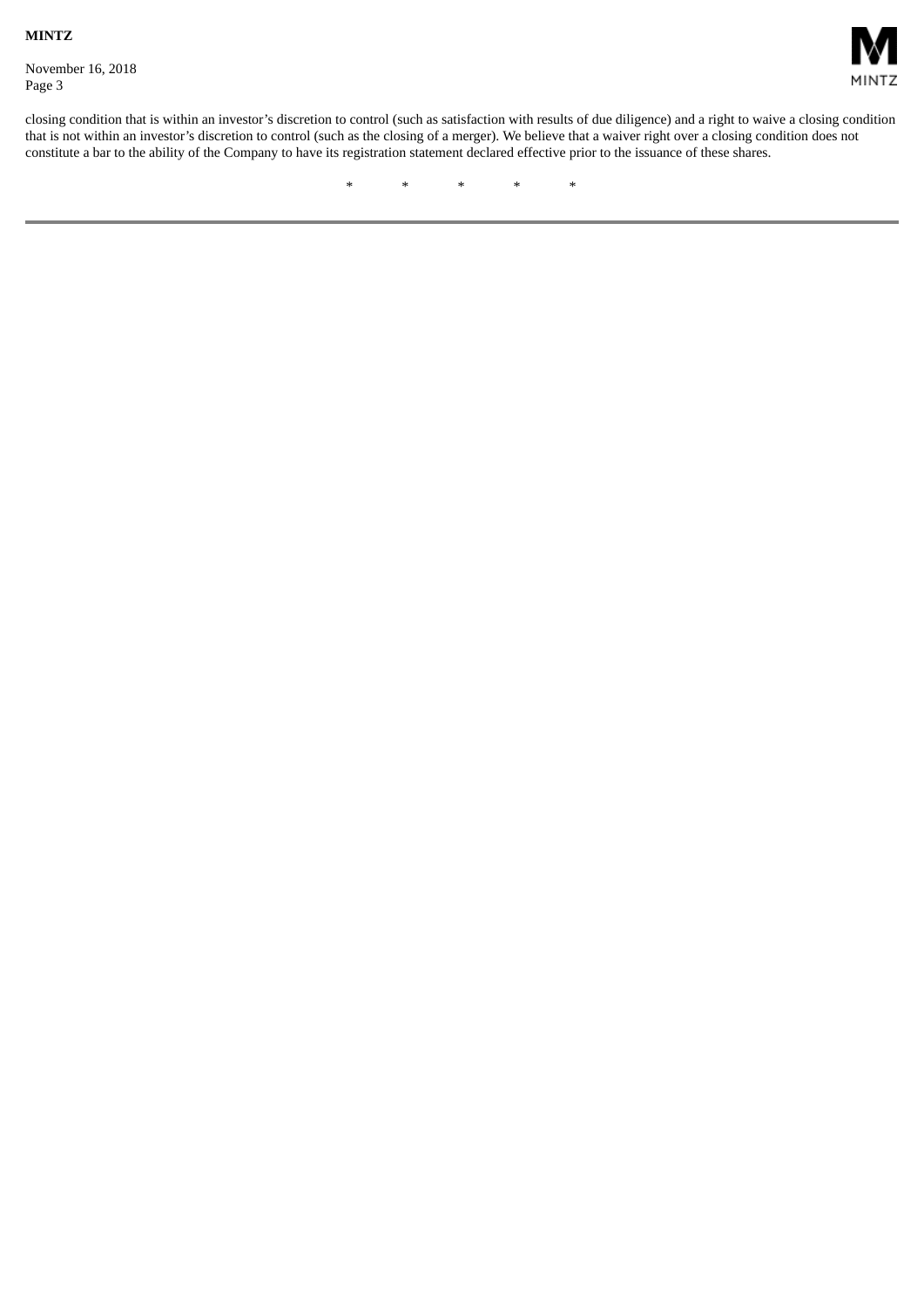closing condition that is within an investor's discretion to control (such as satisfaction with results of due diligence) and a right to waive a closing condition that is not within an investor's discretion to control (such as the closing of a merger). We believe that a waiver right over a closing condition does not constitute a bar to the ability of the Company to have its registration statement declared effective prior to the issuance of these shares.

\* \* \* \* \*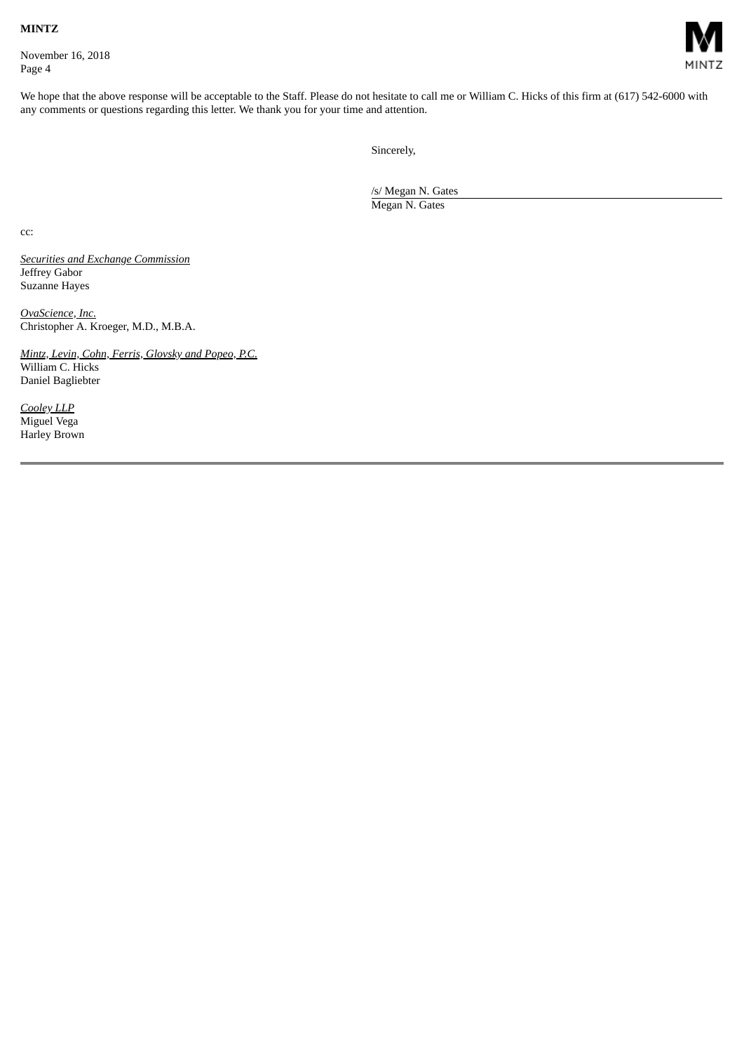We hope that the above response will be acceptable to the Staff. Please do not hesitate to call me or William C. Hicks of this firm at (617) 542-6000 with any comments or questions regarding this letter. We thank you for your time and attention.

Sincerely,

/s/ Megan N. Gates
Megan N. Gates

cc:

*Securities and Exchange Commission*
Jeffrey Gabor
Suzanne Hayes

*OvaScience, Inc.*
Christopher A. Kroeger, M.D., M.B.A.

*Mintz, Levin, Cohn, Ferris, Glovsky and Popeo, P.C.*
William C. Hicks
Daniel Bagliebter

*Cooley LLP*
Miguel Vega
Harley Brown